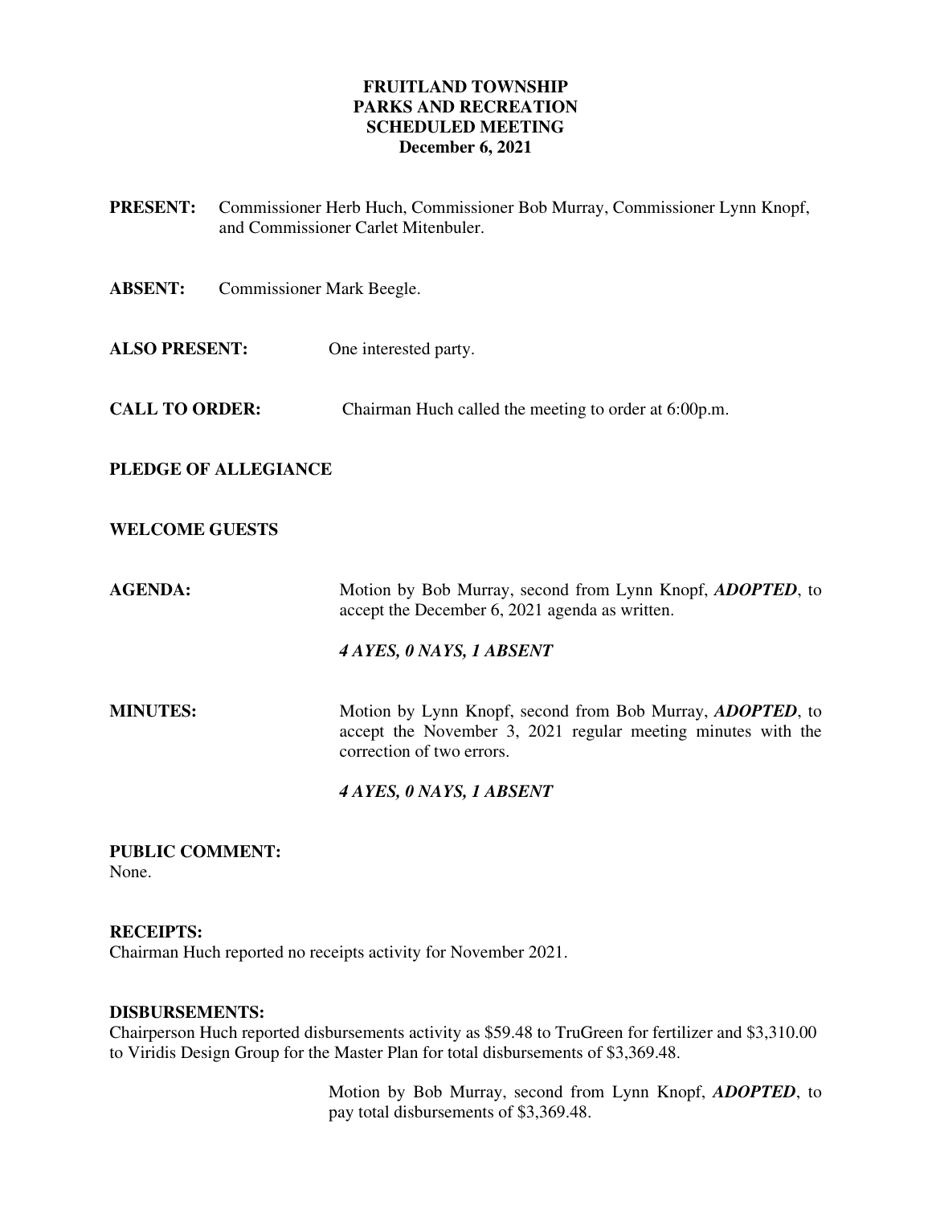**FRUITLAND TOWNSHIP**
**PARKS AND RECREATION**
**SCHEDULED MEETING**
**December 6, 2021**

**PRESENT:** Commissioner Herb Huch, Commissioner Bob Murray, Commissioner Lynn Knopf, and Commissioner Carlet Mitenbuler.

**ABSENT:** Commissioner Mark Beegle.

**ALSO PRESENT:** One interested party.

**CALL TO ORDER:** Chairman Huch called the meeting to order at 6:00p.m.

**PLEDGE OF ALLEGIANCE**

**WELCOME GUESTS**

**AGENDA:** Motion by Bob Murray, second from Lynn Knopf, ***ADOPTED***, to accept the December 6, 2021 agenda as written.

***4 AYES, 0 NAYS, 1 ABSENT***

**MINUTES:** Motion by Lynn Knopf, second from Bob Murray, ***ADOPTED***, to accept the November 3, 2021 regular meeting minutes with the correction of two errors.

***4 AYES, 0 NAYS, 1 ABSENT***

**PUBLIC COMMENT:**
None.

**RECEIPTS:**
Chairman Huch reported no receipts activity for November 2021.

**DISBURSEMENTS:**
Chairperson Huch reported disbursements activity as $59.48 to TruGreen for fertilizer and $3,310.00 to Viridis Design Group for the Master Plan for total disbursements of $3,369.48.

Motion by Bob Murray, second from Lynn Knopf, ***ADOPTED***, to pay total disbursements of $3,369.48.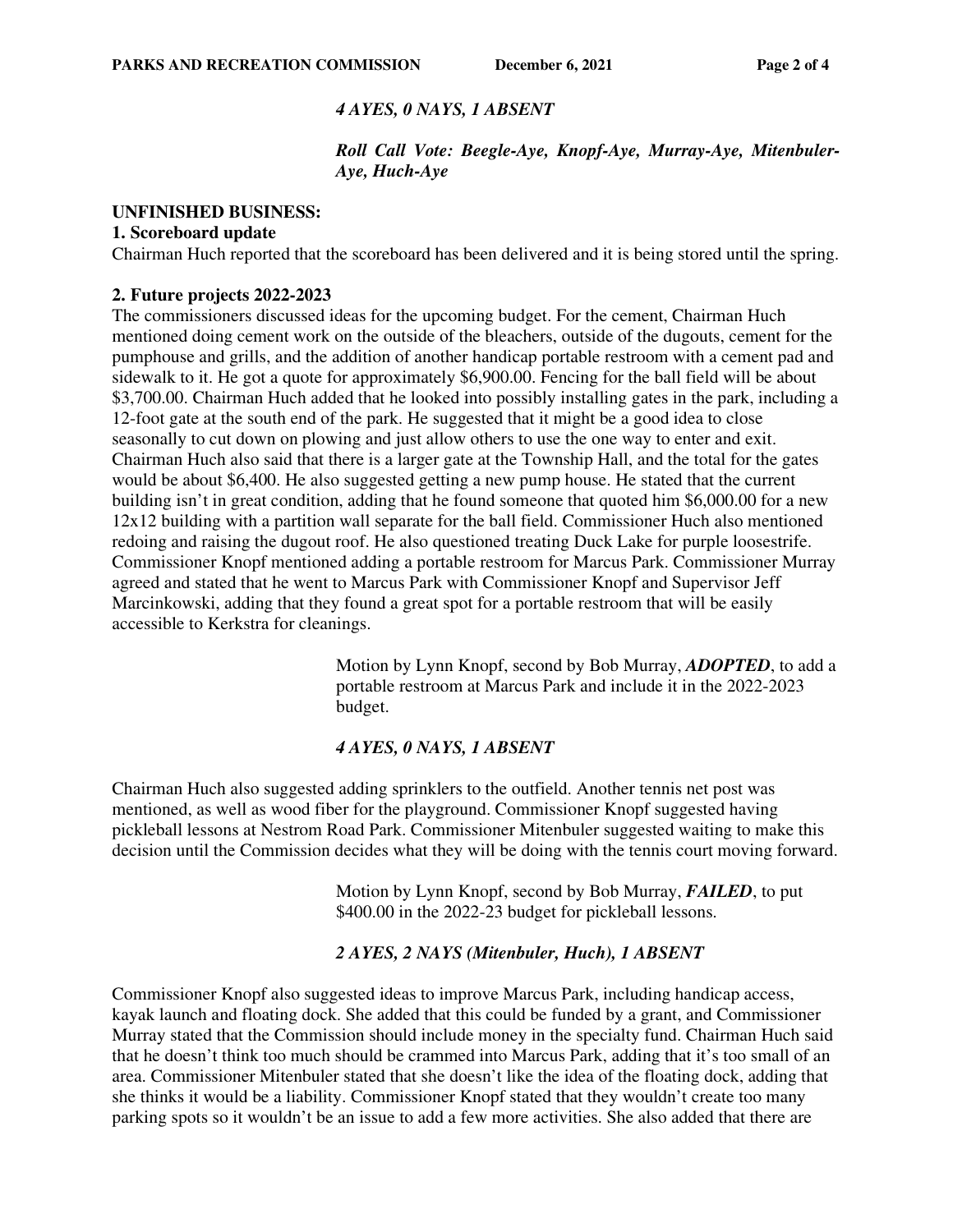***4 AYES, 0 NAYS, 1 ABSENT***

***Roll Call Vote: Beegle-Aye, Knopf-Aye, Murray-Aye, Mitenbuler-Aye, Huch-Aye***

**UNFINISHED BUSINESS:**

**1. Scoreboard update**

Chairman Huch reported that the scoreboard has been delivered and it is being stored until the spring.

**2. Future projects 2022-2023**

The commissioners discussed ideas for the upcoming budget. For the cement, Chairman Huch mentioned doing cement work on the outside of the bleachers, outside of the dugouts, cement for the pumphouse and grills, and the addition of another handicap portable restroom with a cement pad and sidewalk to it. He got a quote for approximately $6,900.00. Fencing for the ball field will be about $3,700.00. Chairman Huch added that he looked into possibly installing gates in the park, including a 12-foot gate at the south end of the park. He suggested that it might be a good idea to close seasonally to cut down on plowing and just allow others to use the one way to enter and exit. Chairman Huch also said that there is a larger gate at the Township Hall, and the total for the gates would be about $6,400. He also suggested getting a new pump house. He stated that the current building isn't in great condition, adding that he found someone that quoted him $6,000.00 for a new 12x12 building with a partition wall separate for the ball field. Commissioner Huch also mentioned redoing and raising the dugout roof. He also questioned treating Duck Lake for purple loosestrife. Commissioner Knopf mentioned adding a portable restroom for Marcus Park. Commissioner Murray agreed and stated that he went to Marcus Park with Commissioner Knopf and Supervisor Jeff Marcinkowski, adding that they found a great spot for a portable restroom that will be easily accessible to Kerkstra for cleanings.

Motion by Lynn Knopf, second by Bob Murray, ***ADOPTED***, to add a portable restroom at Marcus Park and include it in the 2022-2023 budget.

***4 AYES, 0 NAYS, 1 ABSENT***

Chairman Huch also suggested adding sprinklers to the outfield. Another tennis net post was mentioned, as well as wood fiber for the playground. Commissioner Knopf suggested having pickleball lessons at Nestrom Road Park. Commissioner Mitenbuler suggested waiting to make this decision until the Commission decides what they will be doing with the tennis court moving forward.

Motion by Lynn Knopf, second by Bob Murray, ***FAILED***, to put $400.00 in the 2022-23 budget for pickleball lessons.

***2 AYES, 2 NAYS (Mitenbuler, Huch), 1 ABSENT***

Commissioner Knopf also suggested ideas to improve Marcus Park, including handicap access, kayak launch and floating dock. She added that this could be funded by a grant, and Commissioner Murray stated that the Commission should include money in the specialty fund. Chairman Huch said that he doesn't think too much should be crammed into Marcus Park, adding that it's too small of an area. Commissioner Mitenbuler stated that she doesn't like the idea of the floating dock, adding that she thinks it would be a liability. Commissioner Knopf stated that they wouldn't create too many parking spots so it wouldn't be an issue to add a few more activities. She also added that there are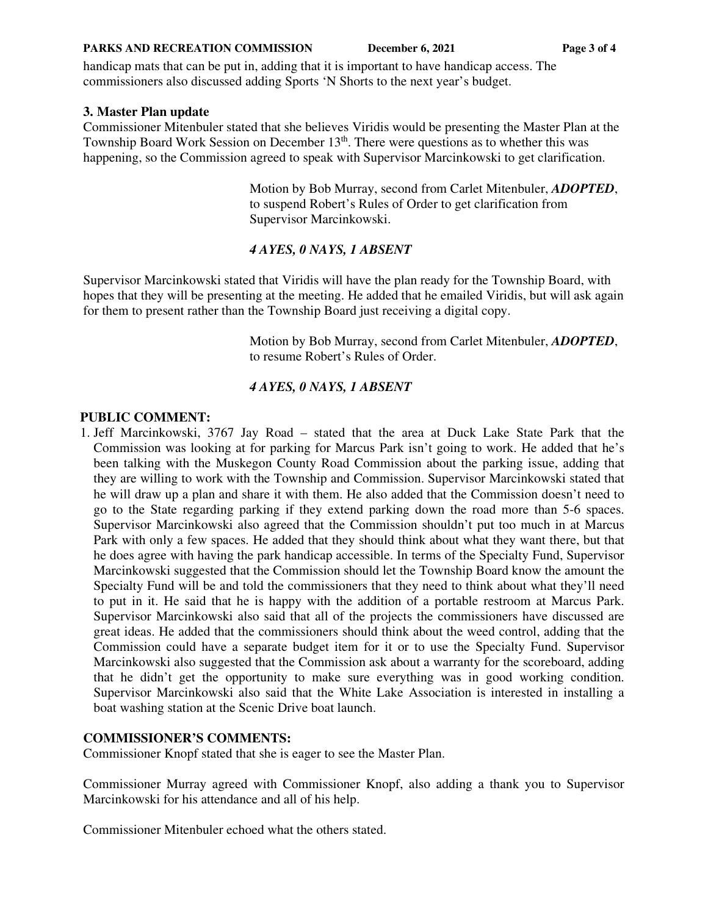handicap mats that can be put in, adding that it is important to have handicap access. The commissioners also discussed adding Sports 'N Shorts to the next year's budget.

**3. Master Plan update**

Commissioner Mitenbuler stated that she believes Viridis would be presenting the Master Plan at the Township Board Work Session on December 13th. There were questions as to whether this was happening, so the Commission agreed to speak with Supervisor Marcinkowski to get clarification.

> Motion by Bob Murray, second from Carlet Mitenbuler, ***ADOPTED***, to suspend Robert's Rules of Order to get clarification from Supervisor Marcinkowski.
>
> ***4 AYES, 0 NAYS, 1 ABSENT***

Supervisor Marcinkowski stated that Viridis will have the plan ready for the Township Board, with hopes that they will be presenting at the meeting. He added that he emailed Viridis, but will ask again for them to present rather than the Township Board just receiving a digital copy.

> Motion by Bob Murray, second from Carlet Mitenbuler, ***ADOPTED***, to resume Robert's Rules of Order.
>
> ***4 AYES, 0 NAYS, 1 ABSENT***

**PUBLIC COMMENT:**

1. Jeff Marcinkowski, 3767 Jay Road – stated that the area at Duck Lake State Park that the Commission was looking at for parking for Marcus Park isn't going to work. He added that he's been talking with the Muskegon County Road Commission about the parking issue, adding that they are willing to work with the Township and Commission. Supervisor Marcinkowski stated that he will draw up a plan and share it with them. He also added that the Commission doesn't need to go to the State regarding parking if they extend parking down the road more than 5-6 spaces. Supervisor Marcinkowski also agreed that the Commission shouldn't put too much in at Marcus Park with only a few spaces. He added that they should think about what they want there, but that he does agree with having the park handicap accessible. In terms of the Specialty Fund, Supervisor Marcinkowski suggested that the Commission should let the Township Board know the amount the Specialty Fund will be and told the commissioners that they need to think about what they'll need to put in it. He said that he is happy with the addition of a portable restroom at Marcus Park. Supervisor Marcinkowski also said that all of the projects the commissioners have discussed are great ideas. He added that the commissioners should think about the weed control, adding that the Commission could have a separate budget item for it or to use the Specialty Fund. Supervisor Marcinkowski also suggested that the Commission ask about a warranty for the scoreboard, adding that he didn't get the opportunity to make sure everything was in good working condition. Supervisor Marcinkowski also said that the White Lake Association is interested in installing a boat washing station at the Scenic Drive boat launch.

**COMMISSIONER'S COMMENTS:**

Commissioner Knopf stated that she is eager to see the Master Plan.

Commissioner Murray agreed with Commissioner Knopf, also adding a thank you to Supervisor Marcinkowski for his attendance and all of his help.

Commissioner Mitenbuler echoed what the others stated.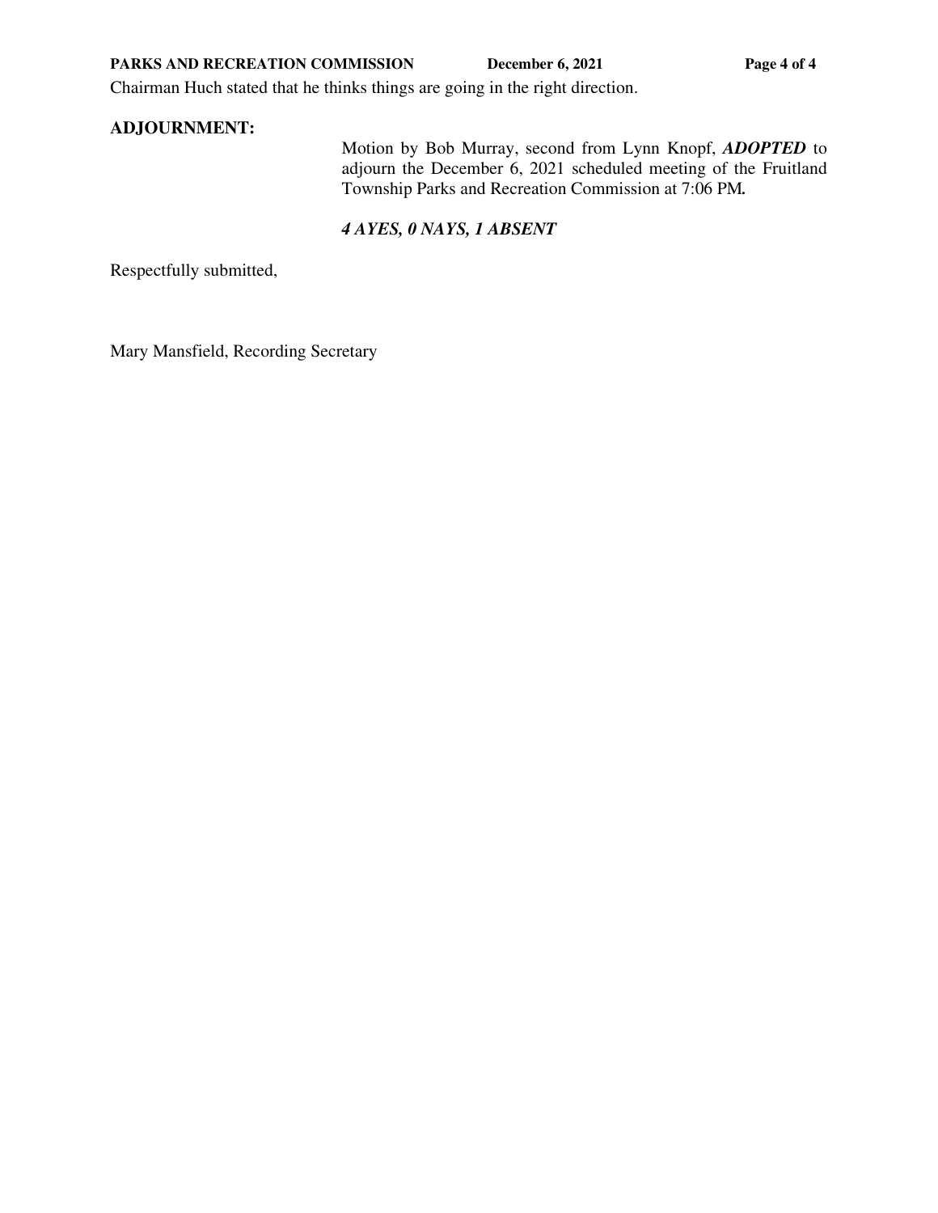Chairman Huch stated that he thinks things are going in the right direction.

**ADJOURNMENT:**

Motion by Bob Murray, second from Lynn Knopf, ***ADOPTED*** to adjourn the December 6, 2021 scheduled meeting of the Fruitland Township Parks and Recreation Commission at 7:06 PM**.**

***4 AYES, 0 NAYS, 1 ABSENT***

Respectfully submitted,

Mary Mansfield, Recording Secretary